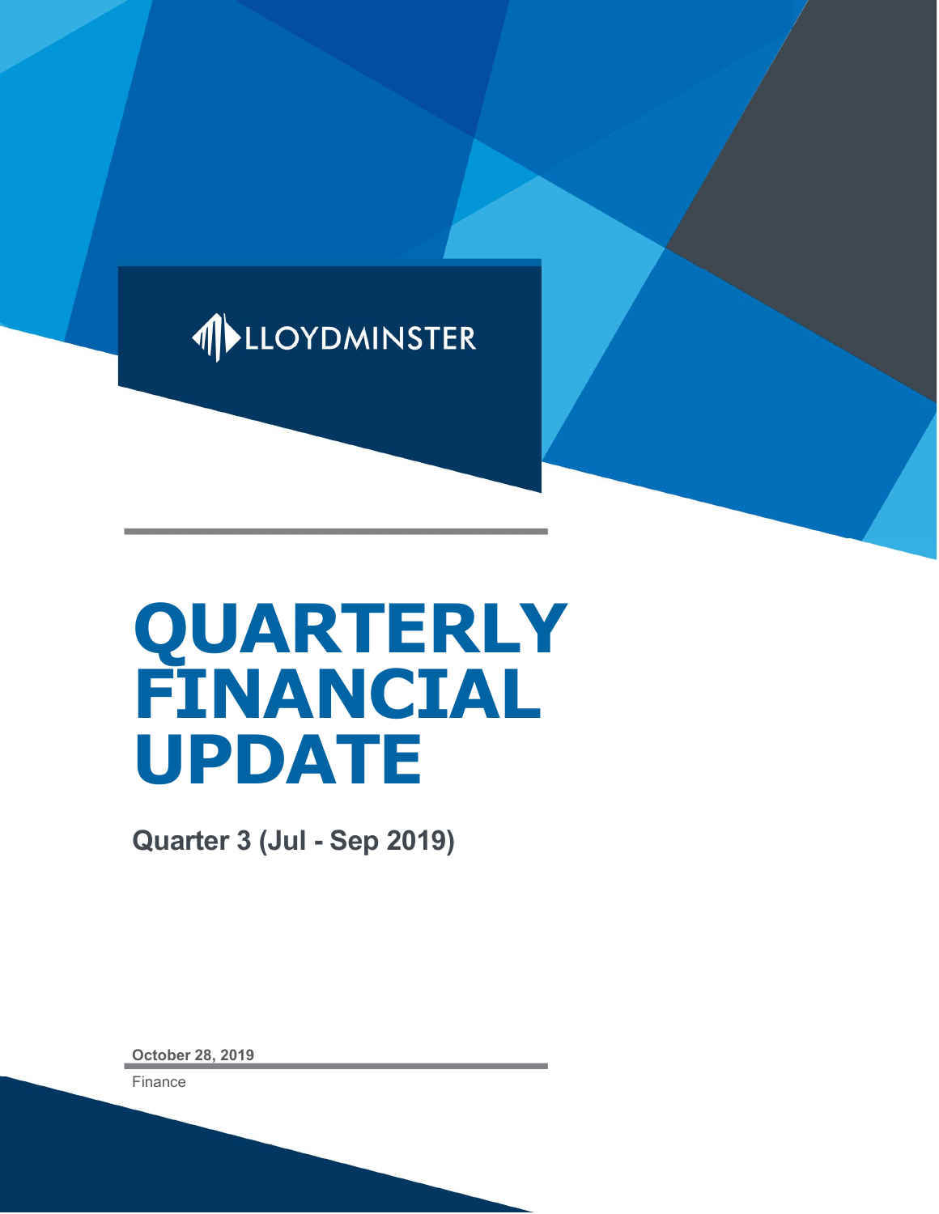LLOYDMINSTER

# QUARTERLY FINANCIAL UPDATE

**Quarter 3 (Jul - Sep 2019)**

**October 28, 2019**

Finance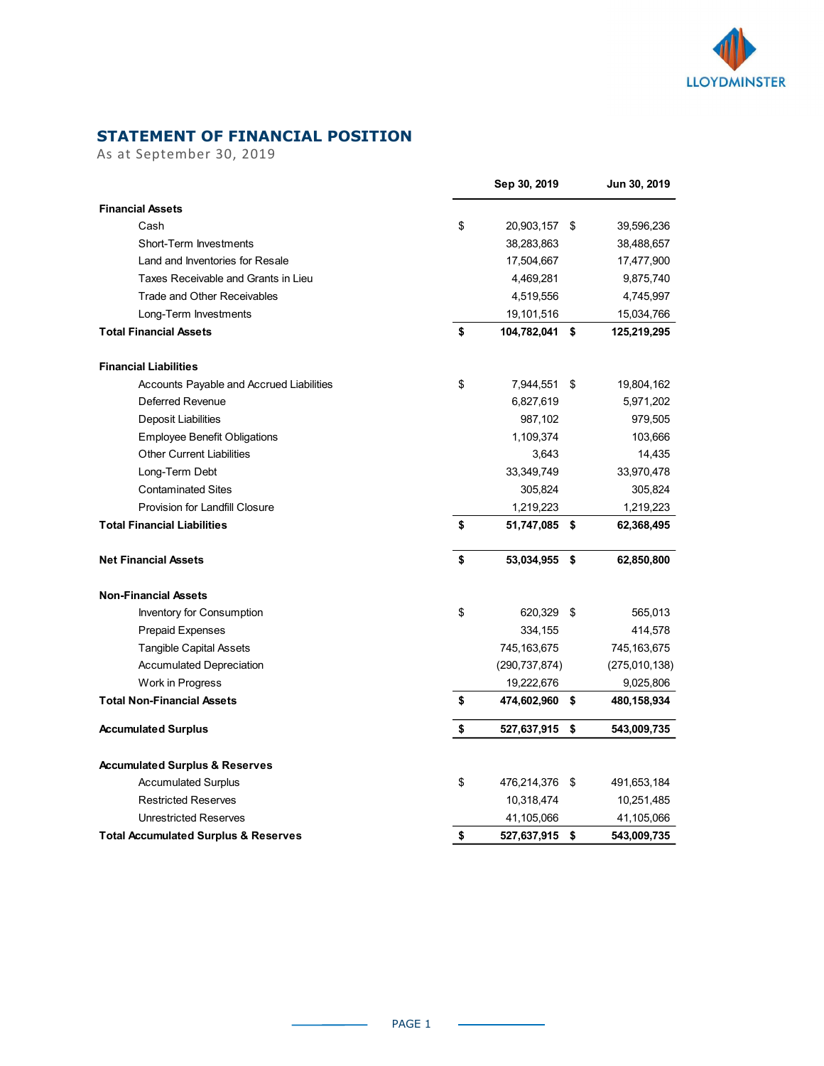## STATEMENT OF FINANCIAL POSITION

As at September 30, 2019

| | Sep 30, 2019 | Jun 30, 2019 |
|---|---|---|
| **Financial Assets** | | |
| Cash | $ 20,903,157 | $ 39,596,236 |
| Short-Term Investments | 38,283,863 | 38,488,657 |
| Land and Inventories for Resale | 17,504,667 | 17,477,900 |
| Taxes Receivable and Grants in Lieu | 4,469,281 | 9,875,740 |
| Trade and Other Receivables | 4,519,556 | 4,745,997 |
| Long-Term Investments | 19,101,516 | 15,034,766 |
| **Total Financial Assets** | **$ 104,782,041** | **$ 125,219,295** |
| **Financial Liabilities** | | |
| Accounts Payable and Accrued Liabilities | $ 7,944,551 | $ 19,804,162 |
| Deferred Revenue | 6,827,619 | 5,971,202 |
| Deposit Liabilities | 987,102 | 979,505 |
| Employee Benefit Obligations | 1,109,374 | 103,666 |
| Other Current Liabilities | 3,643 | 14,435 |
| Long-Term Debt | 33,349,749 | 33,970,478 |
| Contaminated Sites | 305,824 | 305,824 |
| Provision for Landfill Closure | 1,219,223 | 1,219,223 |
| **Total Financial Liabilities** | **$ 51,747,085** | **$ 62,368,495** |
| **Net Financial Assets** | **$ 53,034,955** | **$ 62,850,800** |
| **Non-Financial Assets** | | |
| Inventory for Consumption | $ 620,329 | $ 565,013 |
| Prepaid Expenses | 334,155 | 414,578 |
| Tangible Capital Assets | 745,163,675 | 745,163,675 |
| Accumulated Depreciation | (290,737,874) | (275,010,138) |
| Work in Progress | 19,222,676 | 9,025,806 |
| **Total Non-Financial Assets** | **$ 474,602,960** | **$ 480,158,934** |
| **Accumulated Surplus** | **$ 527,637,915** | **$ 543,009,735** |
| **Accumulated Surplus & Reserves** | | |
| Accumulated Surplus | $ 476,214,376 | $ 491,653,184 |
| Restricted Reserves | 10,318,474 | 10,251,485 |
| Unrestricted Reserves | 41,105,066 | 41,105,066 |
| **Total Accumulated Surplus & Reserves** | **$ 527,637,915** | **$ 543,009,735** |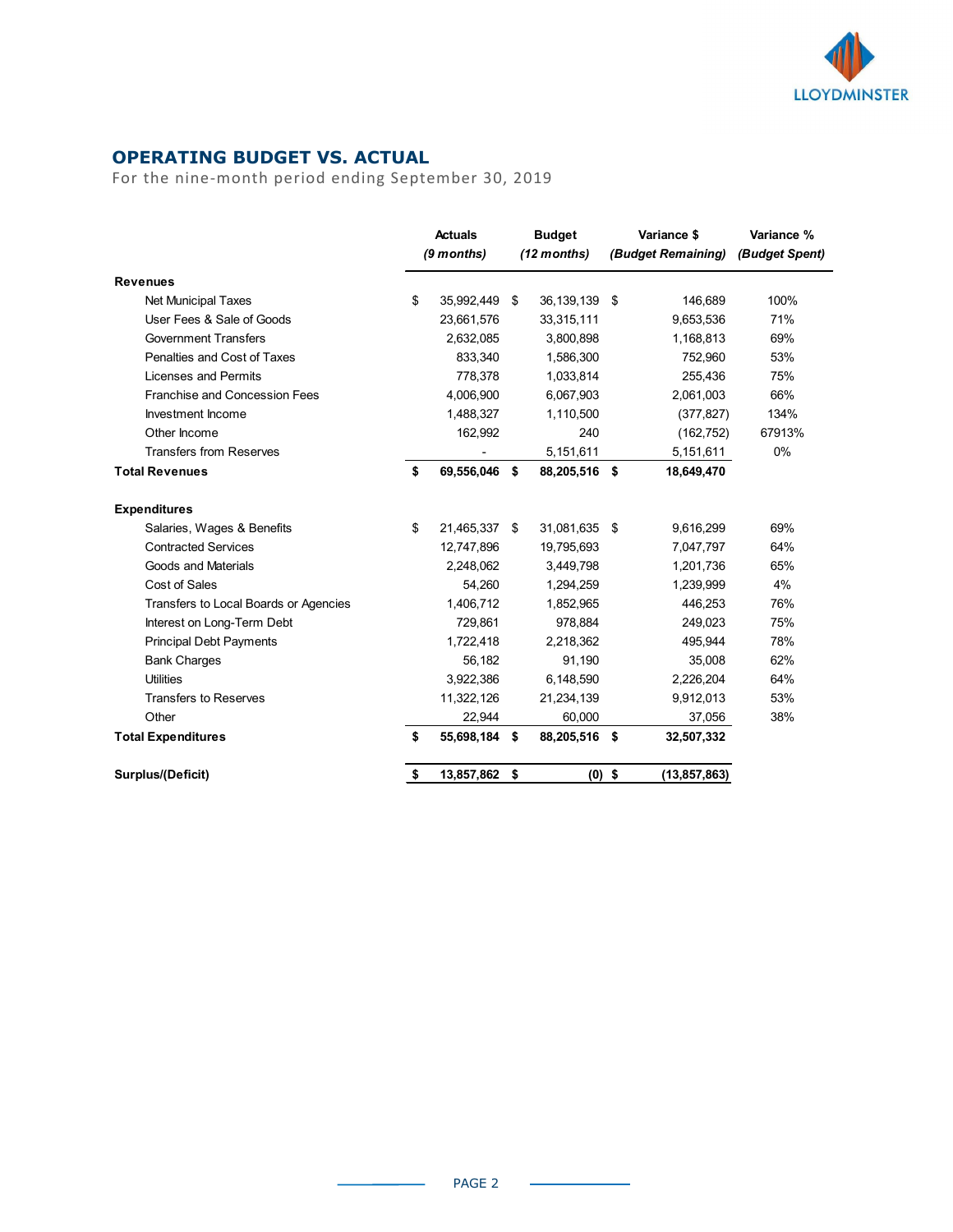## OPERATING BUDGET VS. ACTUAL

For the nine-month period ending September 30, 2019

| | Actuals *(9 months)* | Budget *(12 months)* | Variance $ *(Budget Remaining)* | Variance % *(Budget Spent)* |
|---|---|---|---|---|
| **Revenues** | | | | |
| Net Municipal Taxes | $ 35,992,449 | $ 36,139,139 | $ 146,689 | 100% |
| User Fees & Sale of Goods | 23,661,576 | 33,315,111 | 9,653,536 | 71% |
| Government Transfers | 2,632,085 | 3,800,898 | 1,168,813 | 69% |
| Penalties and Cost of Taxes | 833,340 | 1,586,300 | 752,960 | 53% |
| Licenses and Permits | 778,378 | 1,033,814 | 255,436 | 75% |
| Franchise and Concession Fees | 4,006,900 | 6,067,903 | 2,061,003 | 66% |
| Investment Income | 1,488,327 | 1,110,500 | (377,827) | 134% |
| Other Income | 162,992 | 240 | (162,752) | 67913% |
| Transfers from Reserves | - | 5,151,611 | 5,151,611 | 0% |
| **Total Revenues** | **$ 69,556,046** | **$ 88,205,516** | **$ 18,649,470** | |
| **Expenditures** | | | | |
| Salaries, Wages & Benefits | $ 21,465,337 | $ 31,081,635 | $ 9,616,299 | 69% |
| Contracted Services | 12,747,896 | 19,795,693 | 7,047,797 | 64% |
| Goods and Materials | 2,248,062 | 3,449,798 | 1,201,736 | 65% |
| Cost of Sales | 54,260 | 1,294,259 | 1,239,999 | 4% |
| Transfers to Local Boards or Agencies | 1,406,712 | 1,852,965 | 446,253 | 76% |
| Interest on Long-Term Debt | 729,861 | 978,884 | 249,023 | 75% |
| Principal Debt Payments | 1,722,418 | 2,218,362 | 495,944 | 78% |
| Bank Charges | 56,182 | 91,190 | 35,008 | 62% |
| Utilities | 3,922,386 | 6,148,590 | 2,226,204 | 64% |
| Transfers to Reserves | 11,322,126 | 21,234,139 | 9,912,013 | 53% |
| Other | 22,944 | 60,000 | 37,056 | 38% |
| **Total Expenditures** | **$ 55,698,184** | **$ 88,205,516** | **$ 32,507,332** | |
| **Surplus/(Deficit)** | **$ 13,857,862** | **$ (0)** | **$ (13,857,863)** | |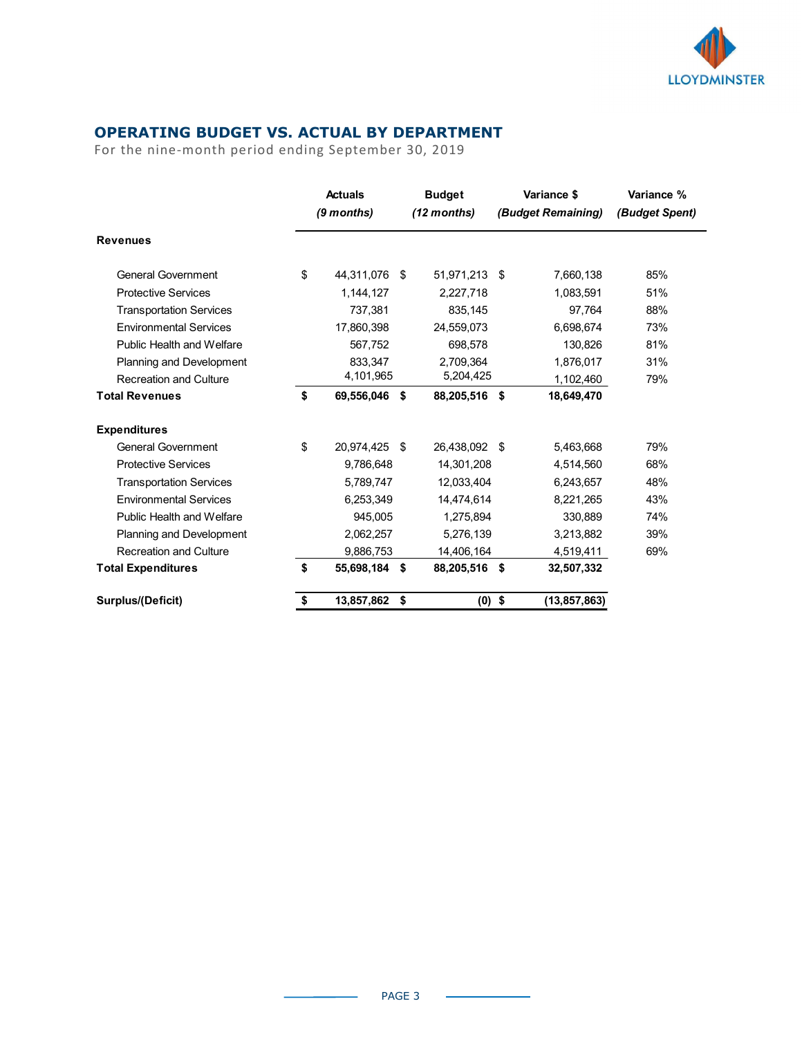## OPERATING BUDGET VS. ACTUAL BY DEPARTMENT

For the nine-month period ending September 30, 2019

| | Actuals *(9 months)* | Budget *(12 months)* | Variance $ *(Budget Remaining)* | Variance % *(Budget Spent)* |
|---|---|---|---|---|
| **Revenues** | | | | |
| General Government | $ 44,311,076 | $ 51,971,213 | $ 7,660,138 | 85% |
| Protective Services | 1,144,127 | 2,227,718 | 1,083,591 | 51% |
| Transportation Services | 737,381 | 835,145 | 97,764 | 88% |
| Environmental Services | 17,860,398 | 24,559,073 | 6,698,674 | 73% |
| Public Health and Welfare | 567,752 | 698,578 | 130,826 | 81% |
| Planning and Development | 833,347 | 2,709,364 | 1,876,017 | 31% |
| Recreation and Culture | 4,101,965 | 5,204,425 | 1,102,460 | 79% |
| **Total Revenues** | **$ 69,556,046** | **$ 88,205,516** | **$ 18,649,470** | |
| **Expenditures** | | | | |
| General Government | $ 20,974,425 | $ 26,438,092 | $ 5,463,668 | 79% |
| Protective Services | 9,786,648 | 14,301,208 | 4,514,560 | 68% |
| Transportation Services | 5,789,747 | 12,033,404 | 6,243,657 | 48% |
| Environmental Services | 6,253,349 | 14,474,614 | 8,221,265 | 43% |
| Public Health and Welfare | 945,005 | 1,275,894 | 330,889 | 74% |
| Planning and Development | 2,062,257 | 5,276,139 | 3,213,882 | 39% |
| Recreation and Culture | 9,886,753 | 14,406,164 | 4,519,411 | 69% |
| **Total Expenditures** | **$ 55,698,184** | **$ 88,205,516** | **$ 32,507,332** | |
| **Surplus/(Deficit)** | **$ 13,857,862** | **$ (0)** | **$ (13,857,863)** | |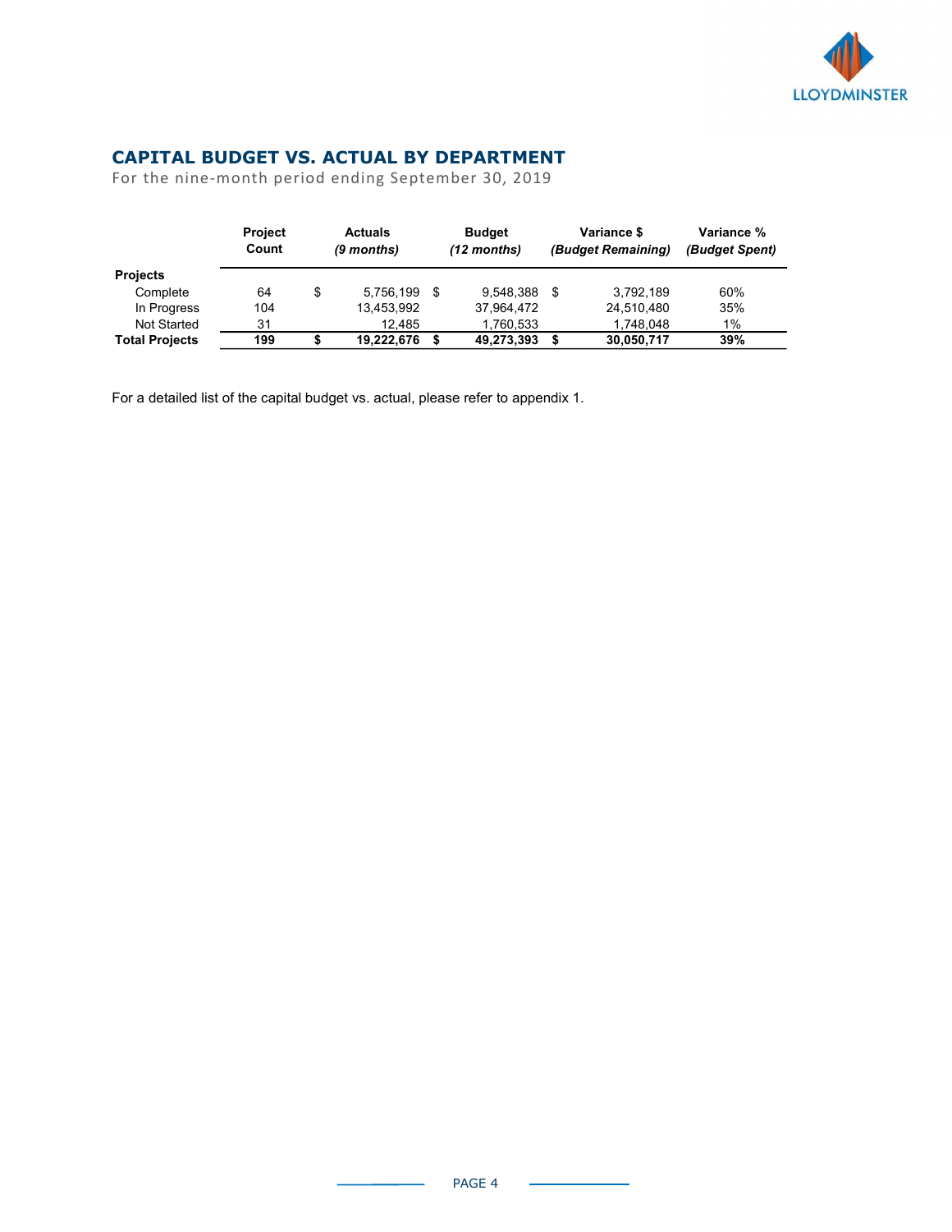## CAPITAL BUDGET VS. ACTUAL BY DEPARTMENT

For the nine-month period ending September 30, 2019

| | Project Count | Actuals *(9 months)* | Budget *(12 months)* | Variance $ *(Budget Remaining)* | Variance % *(Budget Spent)* |
|---|---|---|---|---|---|
| **Projects** | | | | | |
| Complete | 64 | $ 5,756,199 | $ 9,548,388 | $ 3,792,189 | 60% |
| In Progress | 104 | 13,453,992 | 37,964,472 | 24,510,480 | 35% |
| Not Started | 31 | 12,485 | 1,760,533 | 1,748,048 | 1% |
| **Total Projects** | **199** | **$ 19,222,676** | **$ 49,273,393** | **$ 30,050,717** | **39%** |

For a detailed list of the capital budget vs. actual, please refer to appendix 1.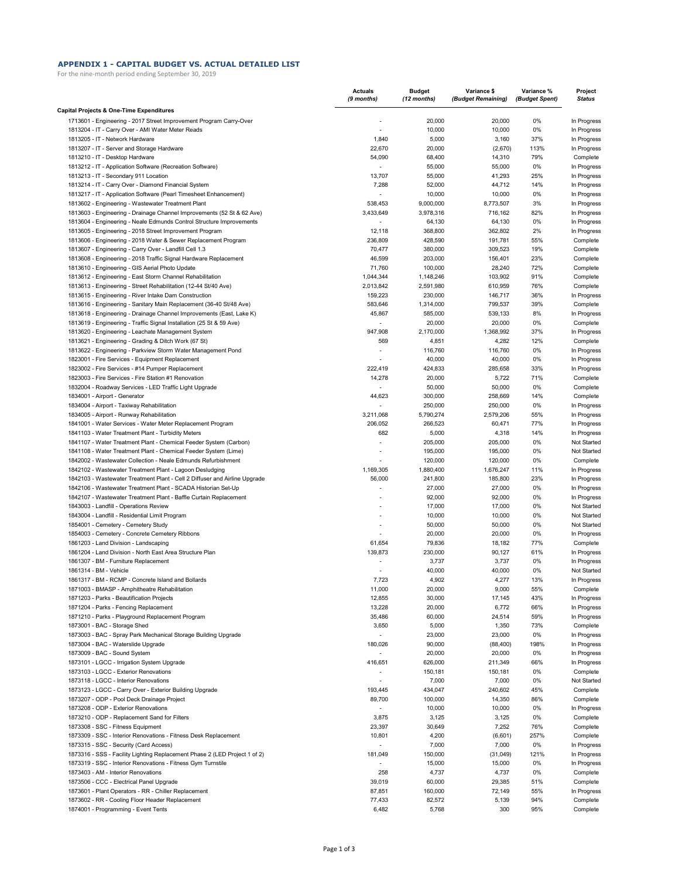## APPENDIX 1 - CAPITAL BUDGET VS. ACTUAL DETAILED LIST

For the nine-month period ending September 30, 2019

| | Actuals (9 months) | Budget (12 months) | Variance $ (Budget Remaining) | Variance % (Budget Spent) | Project Status |
|---|---|---|---|---|---|
| **Capital Projects & One-Time Expenditures** | | | | | |
| 1713601 - Engineering - 2017 Street Improvement Program Carry-Over | - | 20,000 | 20,000 | 0% | In Progress |
| 1813204 - IT - Carry Over - AMI Water Meter Reads | - | 10,000 | 10,000 | 0% | In Progress |
| 1813205 - IT - Network Hardware | 1,840 | 5,000 | 3,160 | 37% | In Progress |
| 1813207 - IT - Server and Storage Hardware | 22,670 | 20,000 | (2,670) | 113% | In Progress |
| 1813210 - IT - Desktop Hardware | 54,090 | 68,400 | 14,310 | 79% | Complete |
| 1813212 - IT - Application Software (Recreation Software) | - | 55,000 | 55,000 | 0% | In Progress |
| 1813213 - IT - Secondary 911 Location | 13,707 | 55,000 | 41,293 | 25% | In Progress |
| 1813214 - IT - Carry Over - Diamond Financial System | 7,288 | 52,000 | 44,712 | 14% | In Progress |
| 1813217 - IT - Application Software (Pearl Timesheet Enhancement) | - | 10,000 | 10,000 | 0% | In Progress |
| 1813602 - Engineering - Wastewater Treatment Plant | 538,453 | 9,000,000 | 8,773,507 | 3% | In Progress |
| 1813603 - Engineering - Drainage Channel Improvements (52 St & 62 Ave) | 3,433,649 | 3,978,316 | 716,162 | 82% | In Progress |
| 1813604 - Engineering - Neale Edmunds Control Structure Improvements | - | 64,130 | 64,130 | 0% | In Progress |
| 1813605 - Engineering - 2018 Street Improvement Program | 12,118 | 368,800 | 362,802 | 2% | In Progress |
| 1813606 - Engineering - 2018 Water & Sewer Replacement Program | 236,809 | 428,590 | 191,781 | 55% | Complete |
| 1813607 - Engineering - Carry Over - Landfill Cell 1.3 | 70,477 | 380,000 | 309,523 | 19% | Complete |
| 1813608 - Engineering - 2018 Traffic Signal Hardware Replacement | 46,599 | 203,000 | 156,401 | 23% | Complete |
| 1813610 - Engineering - GIS Aerial Photo Update | 71,760 | 100,000 | 28,240 | 72% | Complete |
| 1813612 - Engineering - East Storm Channel Rehabilitation | 1,044,344 | 1,148,246 | 103,902 | 91% | Complete |
| 1813613 - Engineering - Street Rehabilitation (12-44 St/40 Ave) | 2,013,842 | 2,591,980 | 610,959 | 76% | Complete |
| 1813615 - Engineering - River Intake Dam Construction | 159,223 | 230,000 | 146,717 | 36% | In Progress |
| 1813616 - Engineering - Sanitary Main Replacement (36-40 St/48 Ave) | 583,646 | 1,314,000 | 799,537 | 39% | Complete |
| 1813618 - Engineering - Drainage Channel Improvements (East, Lake K) | 45,867 | 585,000 | 539,133 | 8% | In Progress |
| 1813619 - Engineering - Traffic Signal Installation (25 St & 59 Ave) | - | 20,000 | 20,000 | 0% | Complete |
| 1813620 - Engineering - Leachate Management System | 947,908 | 2,170,000 | 1,368,992 | 37% | In Progress |
| 1813621 - Engineering - Grading & Ditch Work (67 St) | 569 | 4,851 | 4,282 | 12% | Complete |
| 1813622 - Engineering - Parkview Storm Water Management Pond | - | 116,760 | 116,760 | 0% | In Progress |
| 1823001 - Fire Services - Equipment Replacement | - | 40,000 | 40,000 | 0% | In Progress |
| 1823002 - Fire Services - #14 Pumper Replacement | 222,419 | 424,833 | 285,658 | 33% | In Progress |
| 1823003 - Fire Services - Fire Station #1 Renovation | 14,278 | 20,000 | 5,722 | 71% | Complete |
| 1832004 - Roadway Services - LED Traffic Light Upgrade | - | 50,000 | 50,000 | 0% | Complete |
| 1834001 - Airport - Generator | 44,623 | 300,000 | 258,669 | 14% | Complete |
| 1834004 - Airport - Taxiway Rehabilitation | - | 250,000 | 250,000 | 0% | In Progress |
| 1834005 - Airport - Runway Rehabilitation | 3,211,068 | 5,790,274 | 2,579,206 | 55% | In Progress |
| 1841001 - Water Services - Water Meter Replacement Program | 206,052 | 266,523 | 60,471 | 77% | In Progress |
| 1841103 - Water Treatment Plant - Turbidity Meters | 682 | 5,000 | 4,318 | 14% | In Progress |
| 1841107 - Water Treatment Plant - Chemical Feeder System (Carbon) | - | 205,000 | 205,000 | 0% | Not Started |
| 1841108 - Water Treatment Plant - Chemical Feeder System (Lime) | - | 195,000 | 195,000 | 0% | Not Started |
| 1842002 - Wastewater Collection - Neale Edmunds Refurbishment | - | 120,000 | 120,000 | 0% | Complete |
| 1842102 - Wastewater Treatment Plant - Lagoon Desludging | 1,169,305 | 1,880,400 | 1,676,247 | 11% | In Progress |
| 1842103 - Wastewater Treatment Plant - Cell 2 Diffuser and Airline Upgrade | 56,000 | 241,800 | 185,800 | 23% | In Progress |
| 1842106 - Wastewater Treatment Plant - SCADA Historian Set-Up | - | 27,000 | 27,000 | 0% | In Progress |
| 1842107 - Wastewater Treatment Plant - Baffle Curtain Replacement | - | 92,000 | 92,000 | 0% | In Progress |
| 1843003 - Landfill - Operations Review | - | 17,000 | 17,000 | 0% | Not Started |
| 1843004 - Landfill - Residential Limit Program | - | 10,000 | 10,000 | 0% | Not Started |
| 1854001 - Cemetery - Cemetery Study | - | 50,000 | 50,000 | 0% | Not Started |
| 1854003 - Cemetery - Concrete Cemetery Ribbons | - | 20,000 | 20,000 | 0% | In Progress |
| 1861203 - Land Division - Landscaping | 61,654 | 79,836 | 18,182 | 77% | Complete |
| 1861204 - Land Division - North East Area Structure Plan | 139,873 | 230,000 | 90,127 | 61% | In Progress |
| 1861307 - BM - Furniture Replacement | - | 3,737 | 3,737 | 0% | In Progress |
| 1861314 - BM - Vehicle | - | 40,000 | 40,000 | 0% | Not Started |
| 1861317 - BM - RCMP - Concrete Island and Bollards | 7,723 | 4,902 | 4,277 | 13% | In Progress |
| 1871003 - BMASP - Amphitheatre Rehabilitation | 11,000 | 20,000 | 9,000 | 55% | Complete |
| 1871203 - Parks - Beautification Projects | 12,855 | 30,000 | 17,145 | 43% | In Progress |
| 1871204 - Parks - Fencing Replacement | 13,228 | 20,000 | 6,772 | 66% | In Progress |
| 1871210 - Parks - Playground Replacement Program | 35,486 | 60,000 | 24,514 | 59% | In Progress |
| 1873001 - BAC - Storage Shed | 3,650 | 5,000 | 1,350 | 73% | Complete |
| 1873003 - BAC - Spray Park Mechanical Storage Building Upgrade | - | 23,000 | 23,000 | 0% | In Progress |
| 1873004 - BAC - Waterslide Upgrade | 180,026 | 90,000 | (88,400) | 198% | In Progress |
| 1873009 - BAC - Sound System | - | 20,000 | 20,000 | 0% | In Progress |
| 1873101 - LGCC - Irrigation System Upgrade | 416,651 | 626,000 | 211,349 | 66% | In Progress |
| 1873103 - LGCC - Exterior Renovations | - | 150,181 | 150,181 | 0% | Complete |
| 1873118 - LGCC - Interior Renovations | - | 7,000 | 7,000 | 0% | Not Started |
| 1873123 - LGCC - Carry Over - Exterior Building Upgrade | 193,445 | 434,047 | 240,602 | 45% | Complete |
| 1873207 - ODP - Pool Deck Drainage Project | 89,700 | 100,000 | 14,350 | 86% | Complete |
| 1873208 - ODP - Exterior Renovations | - | 10,000 | 10,000 | 0% | In Progress |
| 1873210 - ODP - Replacement Sand for Filters | 3,875 | 3,125 | 3,125 | 0% | Complete |
| 1873308 - SSC - Fitness Equipment | 23,397 | 30,649 | 7,252 | 76% | Complete |
| 1873309 - SSC - Interior Renovations - Fitness Desk Replacement | 10,801 | 4,200 | (6,601) | 257% | Complete |
| 1873315 - SSC - Security (Card Access) | - | 7,000 | 7,000 | 0% | In Progress |
| 1873316 - SSS - Facility Lighting Replacement Phase 2 (LED Project 1 of 2) | 181,049 | 150,000 | (31,049) | 121% | In Progress |
| 1873319 - SSC - Interior Renovations - Fitness Gym Turnstile | - | 15,000 | 15,000 | 0% | In Progress |
| 1873403 - AM - Interior Renovations | 258 | 4,737 | 4,737 | 0% | Complete |
| 1873506 - CCC - Electrical Panel Upgrade | 39,019 | 60,000 | 29,385 | 51% | Complete |
| 1873601 - Plant Operators - RR - Chiller Replacement | 87,851 | 160,000 | 72,149 | 55% | In Progress |
| 1873602 - RR - Cooling Floor Header Replacement | 77,433 | 82,572 | 5,139 | 94% | Complete |
| 1874001 - Programming - Event Tents | 6,482 | 5,768 | 300 | 95% | Complete |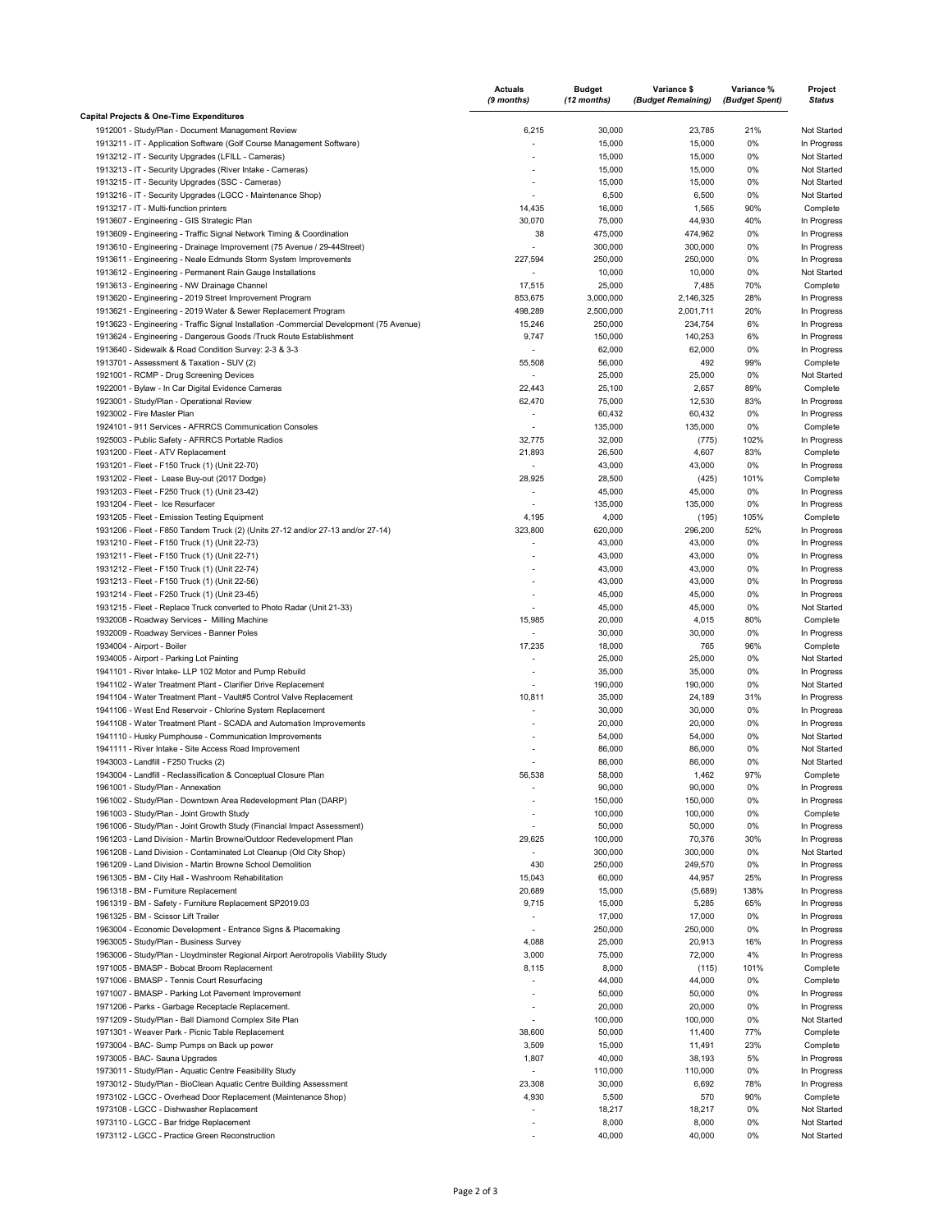| | Actuals *(9 months)* | Budget *(12 months)* | Variance $ *(Budget Remaining)* | Variance % *(Budget Spent)* | Project Status |
|---|---|---|---|---|---|
| **Capital Projects & One-Time Expenditures** | | | | | |
| 1912001 - Study/Plan - Document Management Review | 6,215 | 30,000 | 23,785 | 21% | Not Started |
| 1913211 - IT - Application Software (Golf Course Management Software) | - | 15,000 | 15,000 | 0% | In Progress |
| 1913212 - IT - Security Upgrades (LFILL - Cameras) | - | 15,000 | 15,000 | 0% | Not Started |
| 1913213 - IT - Security Upgrades (River Intake - Cameras) | - | 15,000 | 15,000 | 0% | Not Started |
| 1913215 - IT - Security Upgrades (SSC - Cameras) | - | 15,000 | 15,000 | 0% | Not Started |
| 1913216 - IT - Security Upgrades (LGCC - Maintenance Shop) | - | 6,500 | 6,500 | 0% | Not Started |
| 1913217 - IT - Multi-function printers | 14,435 | 16,000 | 1,565 | 90% | Complete |
| 1913607 - Engineering - GIS Strategic Plan | 30,070 | 75,000 | 44,930 | 40% | In Progress |
| 1913609 - Engineering - Traffic Signal Network Timing & Coordination | 38 | 475,000 | 474,962 | 0% | In Progress |
| 1913610 - Engineering - Drainage Improvement (75 Avenue / 29-44Street) | - | 300,000 | 300,000 | 0% | In Progress |
| 1913611 - Engineering - Neale Edmunds Storm System Improvements | 227,594 | 250,000 | 250,000 | 0% | In Progress |
| 1913612 - Engineering - Permanent Rain Gauge Installations | - | 10,000 | 10,000 | 0% | Not Started |
| 1913613 - Engineering - NW Drainage Channel | 17,515 | 25,000 | 7,485 | 70% | Complete |
| 1913620 - Engineering - 2019 Street Improvement Program | 853,675 | 3,000,000 | 2,146,325 | 28% | In Progress |
| 1913621 - Engineering - 2019 Water & Sewer Replacement Program | 498,289 | 2,500,000 | 2,001,711 | 20% | In Progress |
| 1913623 - Engineering - Traffic Signal Installation -Commercial Development (75 Avenue) | 15,246 | 250,000 | 234,754 | 6% | In Progress |
| 1913624 - Engineering - Dangerous Goods /Truck Route Establishment | 9,747 | 150,000 | 140,253 | 6% | In Progress |
| 1913640 - Sidewalk & Road Condition Survey: 2-3 & 3-3 | - | 62,000 | 62,000 | 0% | In Progress |
| 1913701 - Assessment & Taxation - SUV (2) | 55,508 | 56,000 | 492 | 99% | Complete |
| 1921001 - RCMP - Drug Screening Devices | - | 25,000 | 25,000 | 0% | Not Started |
| 1922001 - Bylaw - In Car Digital Evidence Cameras | 22,443 | 25,100 | 2,657 | 89% | Complete |
| 1923001 - Study/Plan - Operational Review | 62,470 | 75,000 | 12,530 | 83% | In Progress |
| 1923002 - Fire Master Plan | - | 60,432 | 60,432 | 0% | In Progress |
| 1924101 - 911 Services - AFRRCS Communication Consoles | - | 135,000 | 135,000 | 0% | Complete |
| 1925003 - Public Safety - AFRRCS Portable Radios | 32,775 | 32,000 | (775) | 102% | In Progress |
| 1931200 - Fleet - ATV Replacement | 21,893 | 26,500 | 4,607 | 83% | Complete |
| 1931201 - Fleet - F150 Truck (1) (Unit 22-70) | - | 43,000 | 43,000 | 0% | In Progress |
| 1931202 - Fleet - Lease Buy-out (2017 Dodge) | 28,925 | 28,500 | (425) | 101% | Complete |
| 1931203 - Fleet - F250 Truck (1) (Unit 23-42) | - | 45,000 | 45,000 | 0% | In Progress |
| 1931204 - Fleet - Ice Resurfacer | - | 135,000 | 135,000 | 0% | In Progress |
| 1931205 - Fleet - Emission Testing Equipment | 4,195 | 4,000 | (195) | 105% | Complete |
| 1931206 - Fleet - F850 Tandem Truck (2) (Units 27-12 and/or 27-13 and/or 27-14) | 323,800 | 620,000 | 296,200 | 52% | In Progress |
| 1931210 - Fleet - F150 Truck (1) (Unit 22-73) | - | 43,000 | 43,000 | 0% | In Progress |
| 1931211 - Fleet - F150 Truck (1) (Unit 22-71) | - | 43,000 | 43,000 | 0% | In Progress |
| 1931212 - Fleet - F150 Truck (1) (Unit 22-74) | - | 43,000 | 43,000 | 0% | In Progress |
| 1931213 - Fleet - F150 Truck (1) (Unit 22-56) | - | 43,000 | 43,000 | 0% | In Progress |
| 1931214 - Fleet - F250 Truck (1) (Unit 23-45) | - | 45,000 | 45,000 | 0% | In Progress |
| 1931215 - Fleet - Replace Truck converted to Photo Radar (Unit 21-33) | - | 45,000 | 45,000 | 0% | Not Started |
| 1932008 - Roadway Services - Milling Machine | 15,985 | 20,000 | 4,015 | 80% | Complete |
| 1932009 - Roadway Services - Banner Poles | - | 30,000 | 30,000 | 0% | In Progress |
| 1934004 - Airport - Boiler | 17,235 | 18,000 | 765 | 96% | Complete |
| 1934005 - Airport - Parking Lot Painting | - | 25,000 | 25,000 | 0% | Not Started |
| 1941101 - River Intake- LLP 102 Motor and Pump Rebuild | - | 35,000 | 35,000 | 0% | In Progress |
| 1941102 - Water Treatment Plant - Clarifier Drive Replacement | - | 190,000 | 190,000 | 0% | Not Started |
| 1941104 - Water Treatment Plant - Vault#5 Control Valve Replacement | 10,811 | 35,000 | 24,189 | 31% | In Progress |
| 1941106 - West End Reservoir - Chlorine System Replacement | - | 30,000 | 30,000 | 0% | In Progress |
| 1941108 - Water Treatment Plant - SCADA and Automation Improvements | - | 20,000 | 20,000 | 0% | In Progress |
| 1941110 - Husky Pumphouse - Communication Improvements | - | 54,000 | 54,000 | 0% | Not Started |
| 1941111 - River Intake - Site Access Road Improvement | - | 86,000 | 86,000 | 0% | Not Started |
| 1943003 - Landfill - F250 Trucks (2) | - | 86,000 | 86,000 | 0% | Not Started |
| 1943004 - Landfill - Reclassification & Conceptual Closure Plan | 56,538 | 58,000 | 1,462 | 97% | Complete |
| 1961001 - Study/Plan - Annexation | - | 90,000 | 90,000 | 0% | In Progress |
| 1961002 - Study/Plan - Downtown Area Redevelopment Plan (DARP) | - | 150,000 | 150,000 | 0% | In Progress |
| 1961003 - Study/Plan - Joint Growth Study | - | 100,000 | 100,000 | 0% | Complete |
| 1961006 - Study/Plan - Joint Growth Study (Financial Impact Assessment) | - | 50,000 | 50,000 | 0% | In Progress |
| 1961203 - Land Division - Martin Browne/Outdoor Redevelopment Plan | 29,625 | 100,000 | 70,376 | 30% | In Progress |
| 1961208 - Land Division - Contaminated Lot Cleanup (Old City Shop) | - | 300,000 | 300,000 | 0% | Not Started |
| 1961209 - Land Division - Martin Browne School Demolition | 430 | 250,000 | 249,570 | 0% | In Progress |
| 1961305 - BM - City Hall - Washroom Rehabilitation | 15,043 | 60,000 | 44,957 | 25% | In Progress |
| 1961318 - BM - Furniture Replacement | 20,689 | 15,000 | (5,689) | 138% | In Progress |
| 1961319 - BM - Safety - Furniture Replacement SP2019.03 | 9,715 | 15,000 | 5,285 | 65% | In Progress |
| 1961325 - BM - Scissor Lift Trailer | - | 17,000 | 17,000 | 0% | In Progress |
| 1963004 - Economic Development - Entrance Signs & Placemaking | - | 250,000 | 250,000 | 0% | In Progress |
| 1963005 - Study/Plan - Business Survey | 4,088 | 25,000 | 20,913 | 16% | In Progress |
| 1963006 - Study/Plan - Lloydminster Regional Airport Aerotropolis Viability Study | 3,000 | 75,000 | 72,000 | 4% | In Progress |
| 1971005 - BMASP - Bobcat Broom Replacement | 8,115 | 8,000 | (115) | 101% | Complete |
| 1971006 - BMASP - Tennis Court Resurfacing | - | 44,000 | 44,000 | 0% | Complete |
| 1971007 - BMASP - Parking Lot Pavement Improvement | - | 50,000 | 50,000 | 0% | In Progress |
| 1971206 - Parks - Garbage Receptacle Replacement. | - | 20,000 | 20,000 | 0% | In Progress |
| 1971209 - Study/Plan - Ball Diamond Complex Site Plan | - | 100,000 | 100,000 | 0% | Not Started |
| 1971301 - Weaver Park - Picnic Table Replacement | 38,600 | 50,000 | 11,400 | 77% | Complete |
| 1973004 - BAC- Sump Pumps on Back up power | 3,509 | 15,000 | 11,491 | 23% | Complete |
| 1973005 - BAC- Sauna Upgrades | 1,807 | 40,000 | 38,193 | 5% | In Progress |
| 1973011 - Study/Plan - Aquatic Centre Feasibility Study | - | 110,000 | 110,000 | 0% | In Progress |
| 1973012 - Study/Plan - BioClean Aquatic Centre Building Assessment | 23,308 | 30,000 | 6,692 | 78% | In Progress |
| 1973102 - LGCC - Overhead Door Replacement (Maintenance Shop) | 4,930 | 5,500 | 570 | 90% | Complete |
| 1973108 - LGCC - Dishwasher Replacement | - | 18,217 | 18,217 | 0% | Not Started |
| 1973110 - LGCC - Bar fridge Replacement | - | 8,000 | 8,000 | 0% | Not Started |
| 1973112 - LGCC - Practice Green Reconstruction | - | 40,000 | 40,000 | 0% | Not Started |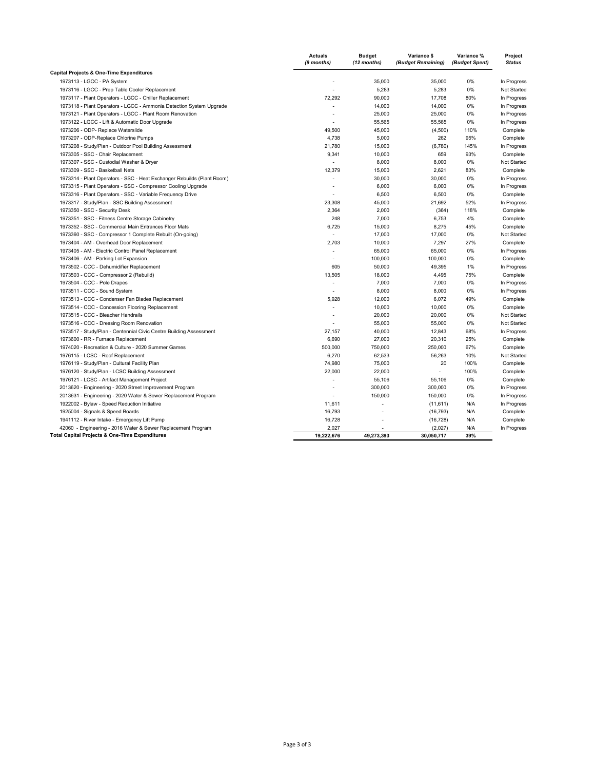| | Actuals *(9 months)* | Budget *(12 months)* | Variance $ *(Budget Remaining)* | Variance % *(Budget Spent)* | Project *Status* |
|---|---|---|---|---|---|
| **Capital Projects & One-Time Expenditures** | | | | | |
| 1973113 - LGCC - PA System | - | 35,000 | 35,000 | 0% | In Progress |
| 1973116 - LGCC - Prep Table Cooler Replacement | - | 5,283 | 5,283 | 0% | Not Started |
| 1973117 - Plant Operators - LGCC - Chiller Replacement | 72,292 | 90,000 | 17,708 | 80% | In Progress |
| 1973118 - Plant Operators - LGCC - Ammonia Detection System Upgrade | - | 14,000 | 14,000 | 0% | In Progress |
| 1973121 - Plant Operators - LGCC - Plant Room Renovation | - | 25,000 | 25,000 | 0% | In Progress |
| 1973122 - LGCC - Lift & Automatic Door Upgrade | - | 55,565 | 55,565 | 0% | In Progress |
| 1973206 - ODP- Replace Waterslide | 49,500 | 45,000 | (4,500) | 110% | Complete |
| 1973207 - ODP-Replace Chlorine Pumps | 4,738 | 5,000 | 262 | 95% | Complete |
| 1973208 - Study/Plan - Outdoor Pool Building Assessment | 21,780 | 15,000 | (6,780) | 145% | In Progress |
| 1973305 - SSC - Chair Replacement | 9,341 | 10,000 | 659 | 93% | Complete |
| 1973307 - SSC - Custodial Washer & Dryer | - | 8,000 | 8,000 | 0% | Not Started |
| 1973309 - SSC - Basketball Nets | 12,379 | 15,000 | 2,621 | 83% | Complete |
| 1973314 - Plant Operators - SSC - Heat Exchanger Rebuilds (Plant Room) | - | 30,000 | 30,000 | 0% | In Progress |
| 1973315 - Plant Operators - SSC - Compressor Cooling Upgrade | - | 6,000 | 6,000 | 0% | In Progress |
| 1973316 - Plant Operators - SSC - Variable Frequency Drive | - | 6,500 | 6,500 | 0% | Complete |
| 1973317 - Study/Plan - SSC Building Assessment | 23,308 | 45,000 | 21,692 | 52% | In Progress |
| 1973350 - SSC - Security Desk | 2,364 | 2,000 | (364) | 118% | Complete |
| 1973351 - SSC - Fitness Centre Storage Cabinetry | 248 | 7,000 | 6,753 | 4% | Complete |
| 1973352 - SSC - Commercial Main Entrances Floor Mats | 6,725 | 15,000 | 8,275 | 45% | Complete |
| 1973360 - SSC - Compressor 1 Complete Rebuilt (On-going) | - | 17,000 | 17,000 | 0% | Not Started |
| 1973404 - AM - Overhead Door Replacement | 2,703 | 10,000 | 7,297 | 27% | Complete |
| 1973405 - AM - Electric Control Panel Replacement | - | 65,000 | 65,000 | 0% | In Progress |
| 1973406 - AM - Parking Lot Expansion | - | 100,000 | 100,000 | 0% | Complete |
| 1973502 - CCC - Dehumidifier Replacement | 605 | 50,000 | 49,395 | 1% | In Progress |
| 1973503 - CCC - Compressor 2 (Rebuild) | 13,505 | 18,000 | 4,495 | 75% | Complete |
| 1973504 - CCC - Pole Drapes | - | 7,000 | 7,000 | 0% | In Progress |
| 1973511 - CCC - Sound System | - | 8,000 | 8,000 | 0% | In Progress |
| 1973513 - CCC - Condenser Fan Blades Replacement | 5,928 | 12,000 | 6,072 | 49% | Complete |
| 1973514 - CCC - Concession Flooring Replacement | - | 10,000 | 10,000 | 0% | Complete |
| 1973515 - CCC - Bleacher Handrails | - | 20,000 | 20,000 | 0% | Not Started |
| 1973516 - CCC - Dressing Room Renovation | - | 55,000 | 55,000 | 0% | Not Started |
| 1973517 - Study/Plan - Centennial Civic Centre Building Assessment | 27,157 | 40,000 | 12,843 | 68% | In Progress |
| 1973600 - RR - Furnace Replacement | 6,690 | 27,000 | 20,310 | 25% | Complete |
| 1974020 - Recreation & Culture - 2020 Summer Games | 500,000 | 750,000 | 250,000 | 67% | Complete |
| 1976115 - LCSC - Roof Replacement | 6,270 | 62,533 | 56,263 | 10% | Not Started |
| 1976119 - Study/Plan - Cultural Facility Plan | 74,980 | 75,000 | 20 | 100% | Complete |
| 1976120 - Study/Plan - LCSC Building Assessment | 22,000 | 22,000 | - | 100% | Complete |
| 1976121 - LCSC - Artifact Management Project | - | 55,106 | 55,106 | 0% | Complete |
| 2013620 - Engineering - 2020 Street Improvement Program | - | 300,000 | 300,000 | 0% | In Progress |
| 2013631 - Engineering - 2020 Water & Sewer Replacement Program | - | 150,000 | 150,000 | 0% | In Progress |
| 1922002 - Bylaw - Speed Reduction Initiative | 11,611 | - | (11,611) | N/A | In Progress |
| 1925004 - Signals & Speed Boards | 16,793 | - | (16,793) | N/A | Complete |
| 1941112 - River Intake - Emergency Lift Pump | 16,728 | - | (16,728) | N/A | Complete |
| 42060 - Engineering - 2016 Water & Sewer Replacement Program | 2,027 | - | (2,027) | N/A | In Progress |
| **Total Capital Projects & One-Time Expenditures** | **19,222,676** | **49,273,393** | **30,050,717** | **39%** | |